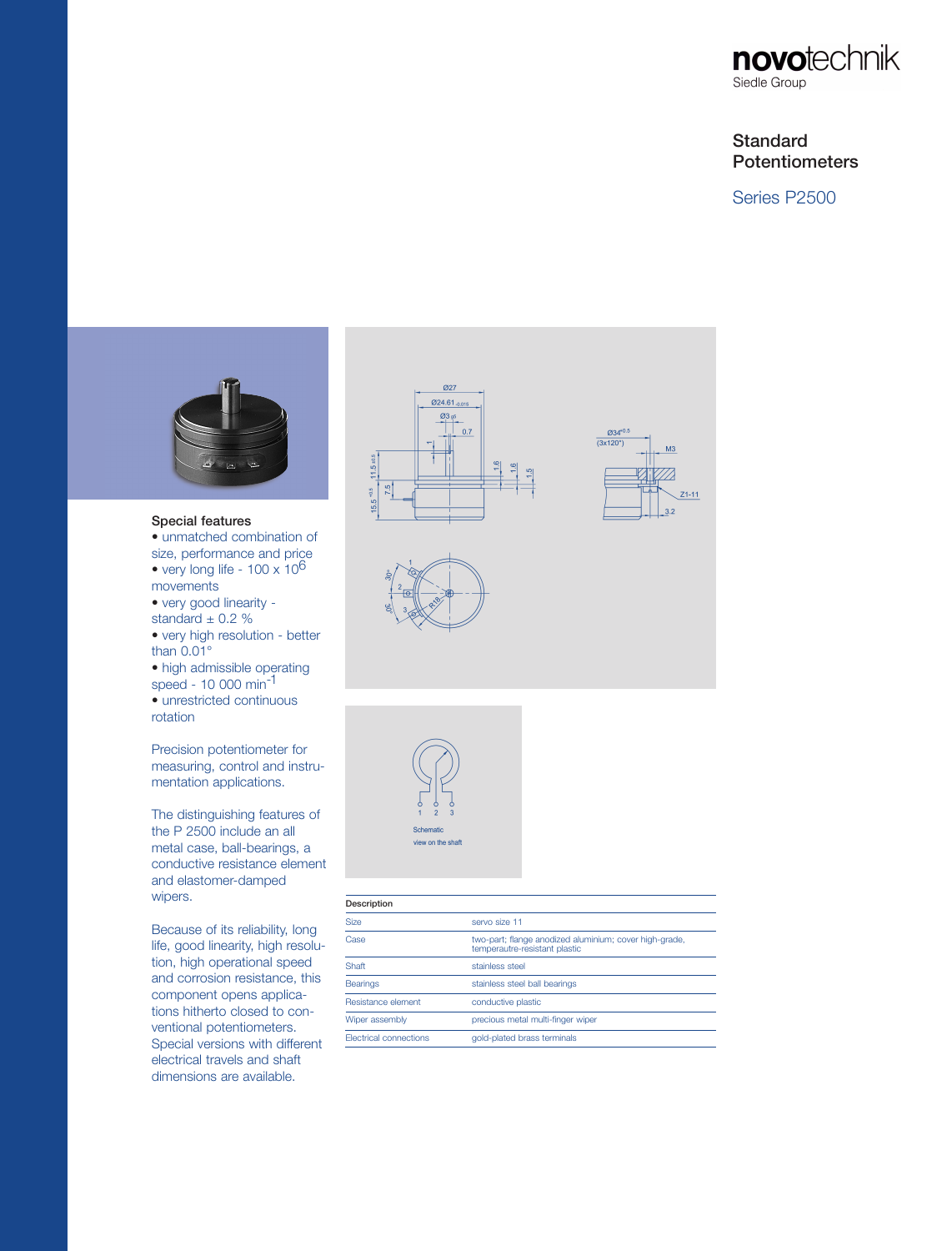novotechnik
Siedle Group

# Standard Potentiometers

## Series P2500

### Special features

- unmatched combination of size, performance and price
- very long life - 100 x $10^6$ movements
- very good linearity - standard ± 0.2 %
- very high resolution - better than 0.01°
- high admissible operating speed - 10 000 $min^{-1}$
- unrestricted continuous rotation

Precision potentiometer for measuring, control and instrumentation applications.

The distinguishing features of the P 2500 include an all metal case, ball-bearings, a conductive resistance element and elastomer-damped wipers.

Because of its reliability, long life, good linearity, high resolution, high operational speed and corrosion resistance, this component opens applications hitherto closed to conventional potentiometers. Special versions with different electrical travels and shaft dimensions are available.

Schematic view on the shaft

| Description | |
|---|---|
| Size | servo size 11 |
| Case | two-part; flange anodized aluminium; cover high-grade, temperautre-resistant plastic |
| Shaft | stainless steel |
| Bearings | stainless steel ball bearings |
| Resistance element | conductive plastic |
| Wiper assembly | precious metal multi-finger wiper |
| Electrical connections | gold-plated brass terminals |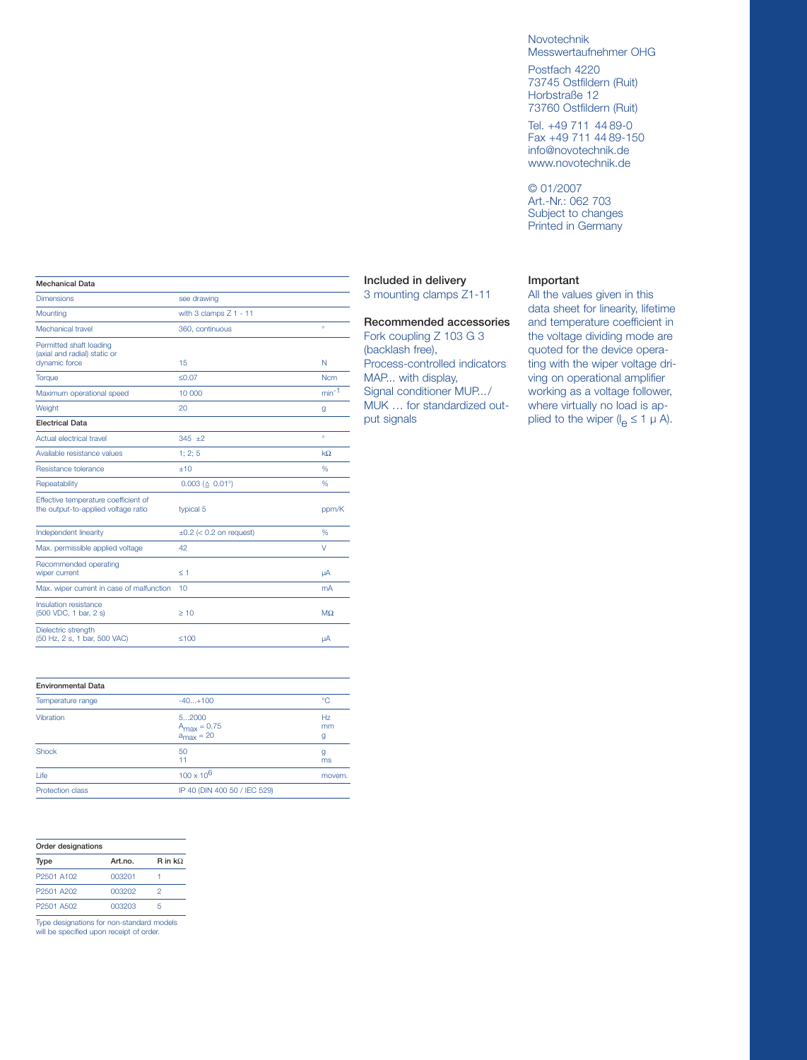Novotechnik
Messwertaufnehmer OHG

Postfach 4220
73745 Ostfildern (Ruit)
Horbstraße 12
73760 Ostfildern (Ruit)

Tel. +49 711 44 89-0
Fax +49 711 44 89-150
info@novotechnik.de
www.novotechnik.de

© 01/2007
Art.-Nr.: 062 703
Subject to changes
Printed in Germany

| Mechanical Data | | |
|---|---|---|
| Dimensions | see drawing | |
| Mounting | with 3 clamps Z 1 - 11 | |
| Mechanical travel | 360, continuous | ° |
| Permitted shaft loading (axial and radial) static or dynamic force | 15 | N |
| Torque | ≤0.07 | Ncm |
| Maximum operational speed | 10 000 | $min^{-1}$ |
| Weight | 20 | g |
| **Electrical Data** | | |
| Actual electrical travel | 345 ±2 | ° |
| Available resistance values | 1; 2; 5 | kΩ |
| Resistance tolerance | ±10 | % |
| Repeatability | 0.003 (≙ 0.01°) | % |
| Effective temperature coefficient of the output-to-applied voltage ratio | typical 5 | ppm/K |
| Independent linearity | ±0.2 (< 0.2 on request) | % |
| Max. permissible applied voltage | 42 | V |
| Recommended operating wiper current | ≤ 1 | µA |
| Max. wiper current in case of malfunction | 10 | mA |
| Insulation resistance (500 VDC, 1 bar, 2 s) | ≥ 10 | MΩ |
| Dielectric strength (50 Hz, 2 s, 1 bar, 500 VAC) | ≤100 | µA |

| Environmental Data | | |
|---|---|---|
| Temperature range | -40...+100 | °C |
| Vibration | 5...2000<br>$A_{max}$ = 0.75<br>$a_{max}$ = 20 | Hz<br>mm<br>g |
| Shock | 50<br>11 | g<br>ms |
| Life | 100 x $10^6$ | movem. |
| Protection class | IP 40 (DIN 400 50 / IEC 529) | |

**Order designations**

| Type | Art.no. | R in kΩ |
|---|---|---|
| P2501 A102 | 003201 | 1 |
| P2501 A202 | 003202 | 2 |
| P2501 A502 | 003203 | 5 |

Type designations for non-standard models will be specified upon receipt of order.

## Included in delivery

3 mounting clamps Z1-11

## Recommended accessories

Fork coupling Z 103 G 3 (backlash free),
Process-controlled indicators MAP... with display,
Signal conditioner MUP.../ MUK … for standardized output signals

## Important

All the values given in this data sheet for linearity, lifetime and temperature coefficient in the voltage dividing mode are quoted for the device operating with the wiper voltage driving on operational amplifier working as a voltage follower, where virtually no load is applied to the wiper ($I_e$ ≤ 1 µ A).